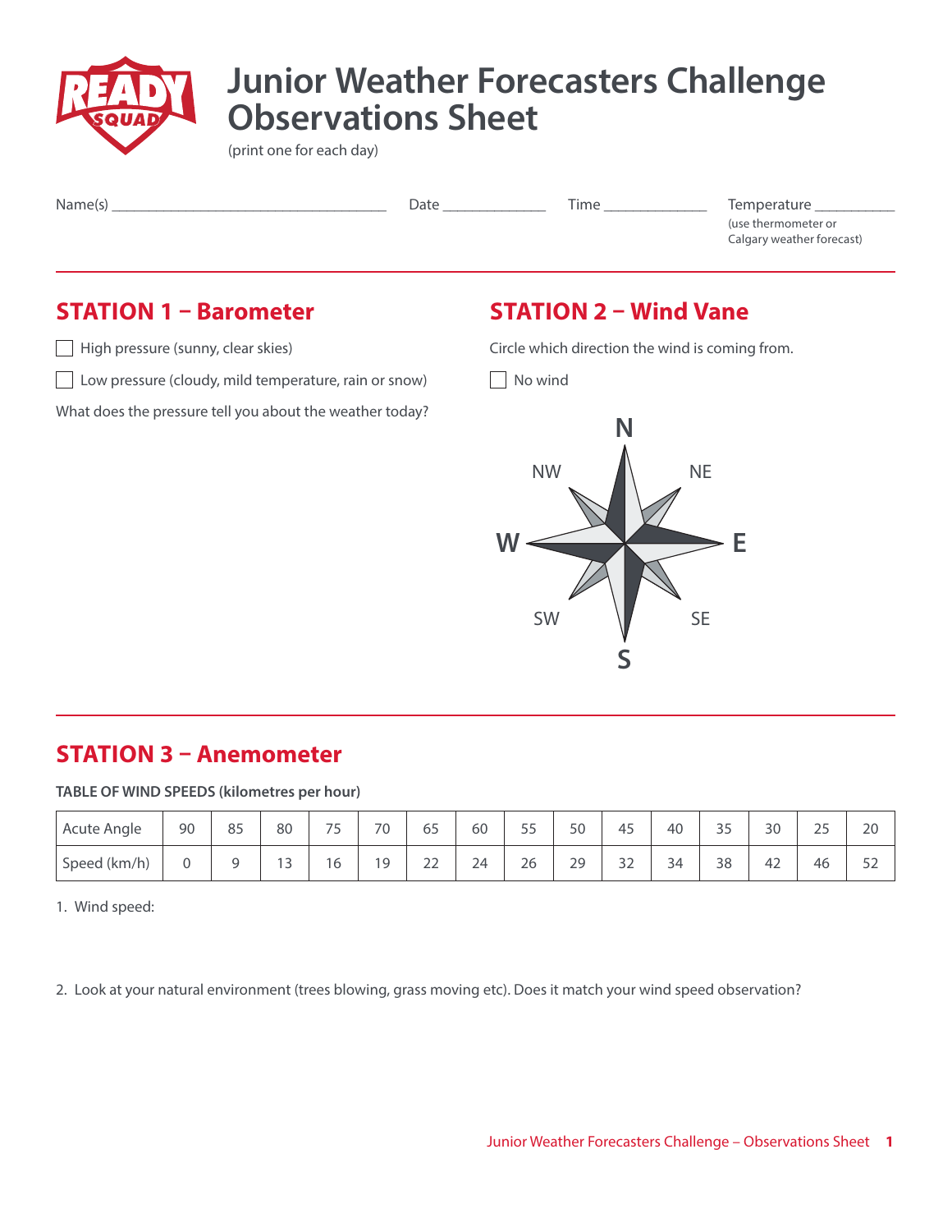# Junior Weather Forecasters Challenge Observations Sheet

(print one for each day)

Name(s) ___________________________________ Date _____________ Time _____________ Temperature __________

(use thermometer or Calgary weather forecast)

## STATION 1 – Barometer

- [ ] High pressure (sunny, clear skies)
- [ ] Low pressure (cloudy, mild temperature, rain or snow)

What does the pressure tell you about the weather today?

## STATION 2 – Wind Vane

Circle which direction the wind is coming from.

- [ ] No wind

N

NW NE

W E

SW SE

S

## STATION 3 – Anemometer

**TABLE OF WIND SPEEDS (kilometres per hour)**

| Acute Angle | 90 | 85 | 80 | 75 | 70 | 65 | 60 | 55 | 50 | 45 | 40 | 35 | 30 | 25 | 20 |
|---|---|---|---|---|---|---|---|---|---|---|---|---|---|---|---|
| Speed (km/h) | 0 | 9 | 13 | 16 | 19 | 22 | 24 | 26 | 29 | 32 | 34 | 38 | 42 | 46 | 52 |

1. Wind speed:

2. Look at your natural environment (trees blowing, grass moving etc). Does it match your wind speed observation?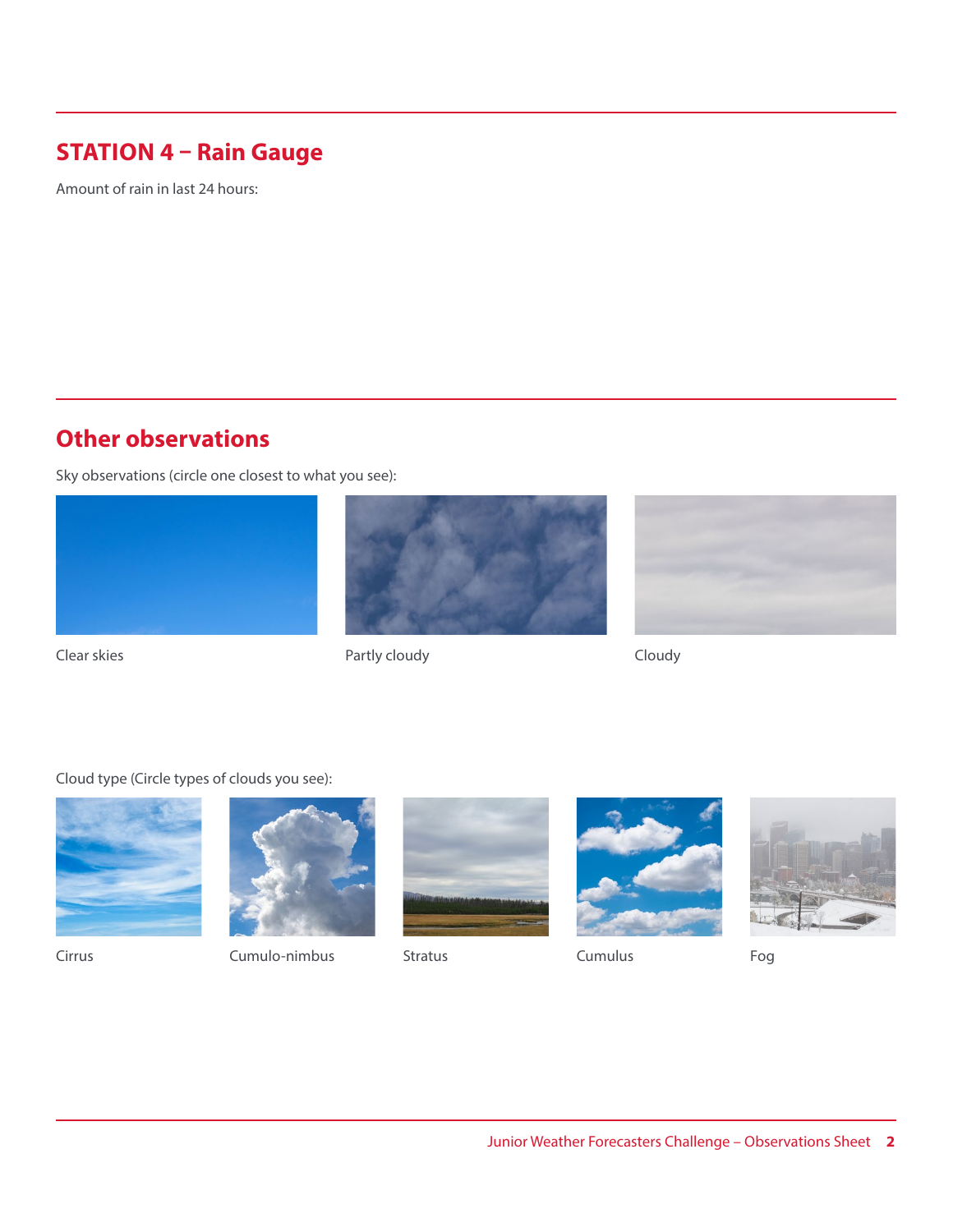## STATION 4 – Rain Gauge

Amount of rain in last 24 hours:

## Other observations

Sky observations (circle one closest to what you see):

Clear skies

Partly cloudy

Cloudy

Cloud type (Circle types of clouds you see):

Cirrus

Cumulo-nimbus

Stratus

Cumulus

Fog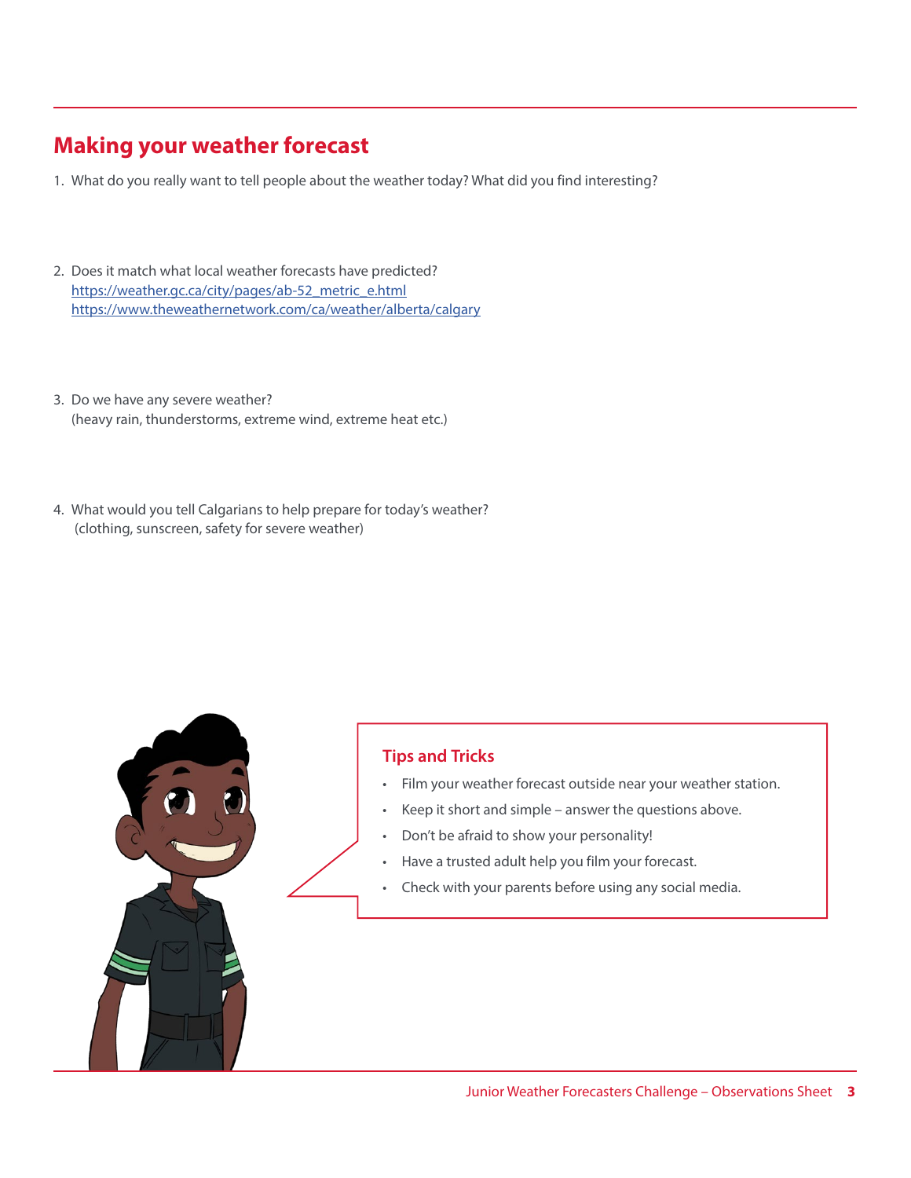## Making your weather forecast

1. What do you really want to tell people about the weather today? What did you find interesting?

2. Does it match what local weather forecasts have predicted?
   https://weather.gc.ca/city/pages/ab-52_metric_e.html
   https://www.theweathernetwork.com/ca/weather/alberta/calgary

3. Do we have any severe weather?
   (heavy rain, thunderstorms, extreme wind, extreme heat etc.)

4. What would you tell Calgarians to help prepare for today's weather?
   (clothing, sunscreen, safety for severe weather)

### Tips and Tricks

- Film your weather forecast outside near your weather station.
- Keep it short and simple – answer the questions above.
- Don't be afraid to show your personality!
- Have a trusted adult help you film your forecast.
- Check with your parents before using any social media.